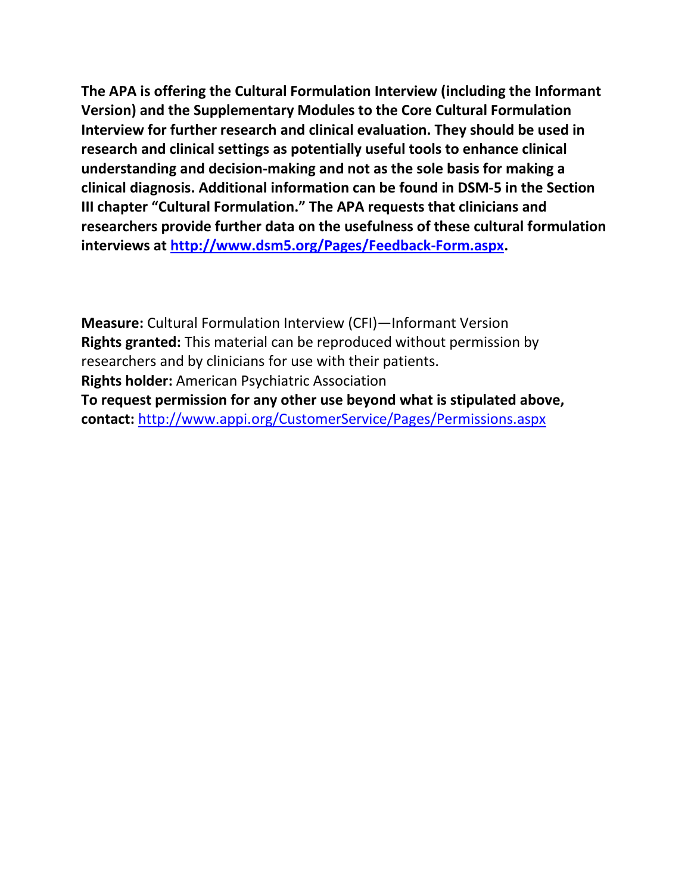**The APA is offering the Cultural Formulation Interview (including the Informant Version) and the Supplementary Modules to the Core Cultural Formulation Interview for further research and clinical evaluation. They should be used in research and clinical settings as potentially useful tools to enhance clinical understanding and decision-making and not as the sole basis for making a clinical diagnosis. Additional information can be found in DSM-5 in the Section III chapter "Cultural Formulation." The APA requests that clinicians and researchers provide further data on the usefulness of these cultural formulation interviews at [http://www.dsm5.org/Pages/Feedback-Form.aspx](http://www.dsm5.org/Pages/Feedback-Form.aspx).**

**Measure:** Cultural Formulation Interview (CFI)—Informant Version
**Rights granted:** This material can be reproduced without permission by researchers and by clinicians for use with their patients.
**Rights holder:** American Psychiatric Association
**To request permission for any other use beyond what is stipulated above, contact:** [http://www.appi.org/CustomerService/Pages/Permissions.aspx](http://www.appi.org/CustomerService/Pages/Permissions.aspx)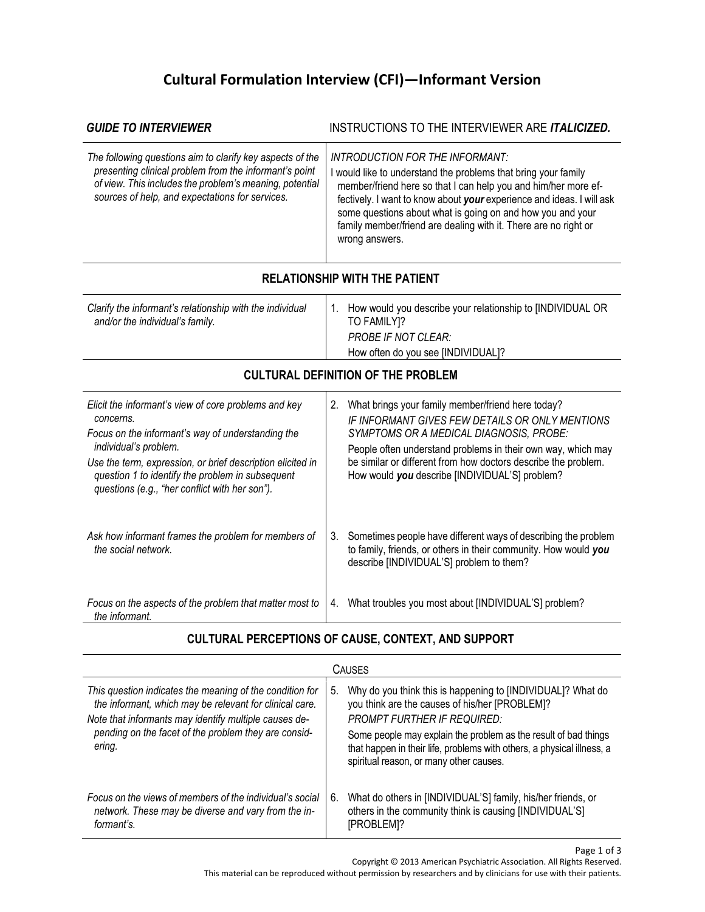# Cultural Formulation Interview (CFI)—Informant Version

| *GUIDE TO INTERVIEWER* | INSTRUCTIONS TO THE INTERVIEWER ARE ***ITALICIZED.*** |
|---|---|
| *The following questions aim to clarify key aspects of the presenting clinical problem from the informant's point of view. This includes the problem's meaning, potential sources of help, and expectations for services.* | *INTRODUCTION FOR THE INFORMANT:*<br>I would like to understand the problems that bring your family member/friend here so that I can help you and him/her more effectively. I want to know about ***your*** experience and ideas. I will ask some questions about what is going on and how you and your family member/friend are dealing with it. There are no right or wrong answers. |

## RELATIONSHIP WITH THE PATIENT

| | |
|---|---|
| *Clarify the informant's relationship with the individual and/or the individual's family.* | 1. How would you describe your relationship to [INDIVIDUAL OR TO FAMILY]?<br>*PROBE IF NOT CLEAR:*<br>How often do you see [INDIVIDUAL]? |

## CULTURAL DEFINITION OF THE PROBLEM

| | |
|---|---|
| *Elicit the informant's view of core problems and key concerns.*<br>*Focus on the informant's way of understanding the individual's problem.*<br>*Use the term, expression, or brief description elicited in question 1 to identify the problem in subsequent questions (e.g., "her conflict with her son").* | 2. What brings your family member/friend here today?<br>*IF INFORMANT GIVES FEW DETAILS OR ONLY MENTIONS SYMPTOMS OR A MEDICAL DIAGNOSIS, PROBE:*<br>People often understand problems in their own way, which may be similar or different from how doctors describe the problem. How would ***you*** describe [INDIVIDUAL'S] problem? |
| *Ask how informant frames the problem for members of the social network.* | 3. Sometimes people have different ways of describing the problem to family, friends, or others in their community. How would ***you*** describe [INDIVIDUAL'S] problem to them? |
| *Focus on the aspects of the problem that matter most to the informant.* | 4. What troubles you most about [INDIVIDUAL'S] problem? |

## CULTURAL PERCEPTIONS OF CAUSE, CONTEXT, AND SUPPORT

### CAUSES

| | |
|---|---|
| *This question indicates the meaning of the condition for the informant, which may be relevant for clinical care.*<br>*Note that informants may identify multiple causes depending on the facet of the problem they are considering.* | 5. Why do you think this is happening to [INDIVIDUAL]? What do you think are the causes of his/her [PROBLEM]?<br>*PROMPT FURTHER IF REQUIRED:*<br>Some people may explain the problem as the result of bad things that happen in their life, problems with others, a physical illness, a spiritual reason, or many other causes. |
| *Focus on the views of members of the individual's social network. These may be diverse and vary from the informant's.* | 6. What do others in [INDIVIDUAL'S] family, his/her friends, or others in the community think is causing [INDIVIDUAL'S] [PROBLEM]? |

Copyright © 2013 American Psychiatric Association. All Rights Reserved.
This material can be reproduced without permission by researchers and by clinicians for use with their patients.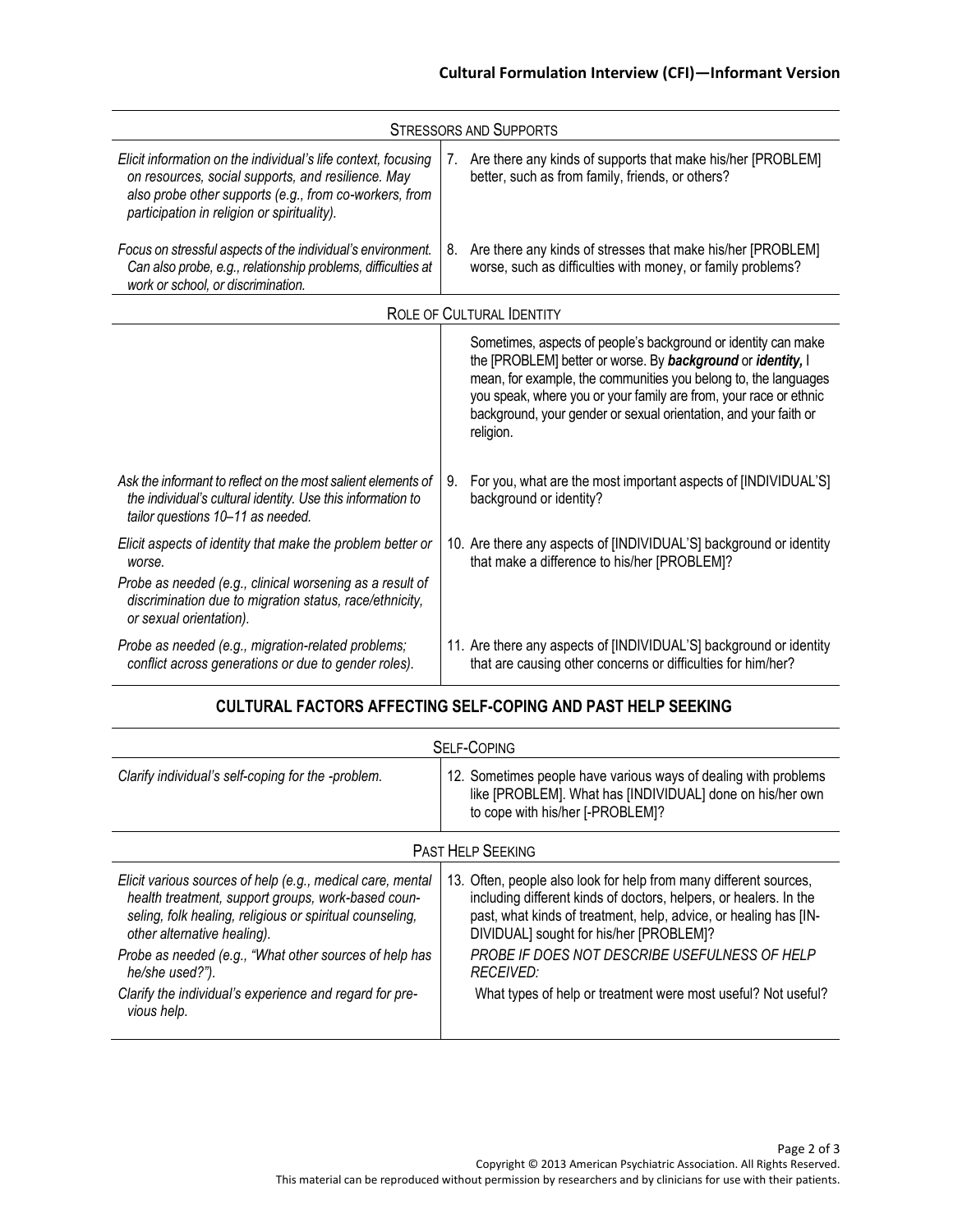| STRESSORS AND SUPPORTS | |
|---|---|
| *Elicit information on the individual's life context, focusing on resources, social supports, and resilience. May also probe other supports (e.g., from co-workers, from participation in religion or spirituality).* | 7. Are there any kinds of supports that make his/her [PROBLEM] better, such as from family, friends, or others? |
| *Focus on stressful aspects of the individual's environment. Can also probe, e.g., relationship problems, difficulties at work or school, or discrimination.* | 8. Are there any kinds of stresses that make his/her [PROBLEM] worse, such as difficulties with money, or family problems? |
| ROLE OF CULTURAL IDENTITY | |
| | Sometimes, aspects of people's background or identity can make the [PROBLEM] better or worse. By ***background*** or ***identity,*** I mean, for example, the communities you belong to, the languages you speak, where you or your family are from, your race or ethnic background, your gender or sexual orientation, and your faith or religion. |
| *Ask the informant to reflect on the most salient elements of the individual's cultural identity. Use this information to tailor questions 10–11 as needed.* | 9. For you, what are the most important aspects of [INDIVIDUAL'S] background or identity? |
| *Elicit aspects of identity that make the problem better or worse.* <br> *Probe as needed (e.g., clinical worsening as a result of discrimination due to migration status, race/ethnicity, or sexual orientation).* | 10. Are there any aspects of [INDIVIDUAL'S] background or identity that make a difference to his/her [PROBLEM]? |
| *Probe as needed (e.g., migration-related problems; conflict across generations or due to gender roles).* | 11. Are there any aspects of [INDIVIDUAL'S] background or identity that are causing other concerns or difficulties for him/her? |

## CULTURAL FACTORS AFFECTING SELF-COPING AND PAST HELP SEEKING

| SELF-COPING | |
|---|---|
| *Clarify individual's self-coping for the -problem.* | 12. Sometimes people have various ways of dealing with problems like [PROBLEM]. What has [INDIVIDUAL] done on his/her own to cope with his/her [-PROBLEM]? |
| PAST HELP SEEKING | |
| *Elicit various sources of help (e.g., medical care, mental health treatment, support groups, work-based counseling, folk healing, religious or spiritual counseling, other alternative healing).* <br> *Probe as needed (e.g., "What other sources of help has he/she used?").* <br> *Clarify the individual's experience and regard for previous help.* | 13. Often, people also look for help from many different sources, including different kinds of doctors, helpers, or healers. In the past, what kinds of treatment, help, advice, or healing has [INDIVIDUAL] sought for his/her [PROBLEM]? <br> *PROBE IF DOES NOT DESCRIBE USEFULNESS OF HELP RECEIVED:* <br> What types of help or treatment were most useful? Not useful? |

Copyright © 2013 American Psychiatric Association. All Rights Reserved.
This material can be reproduced without permission by researchers and by clinicians for use with their patients.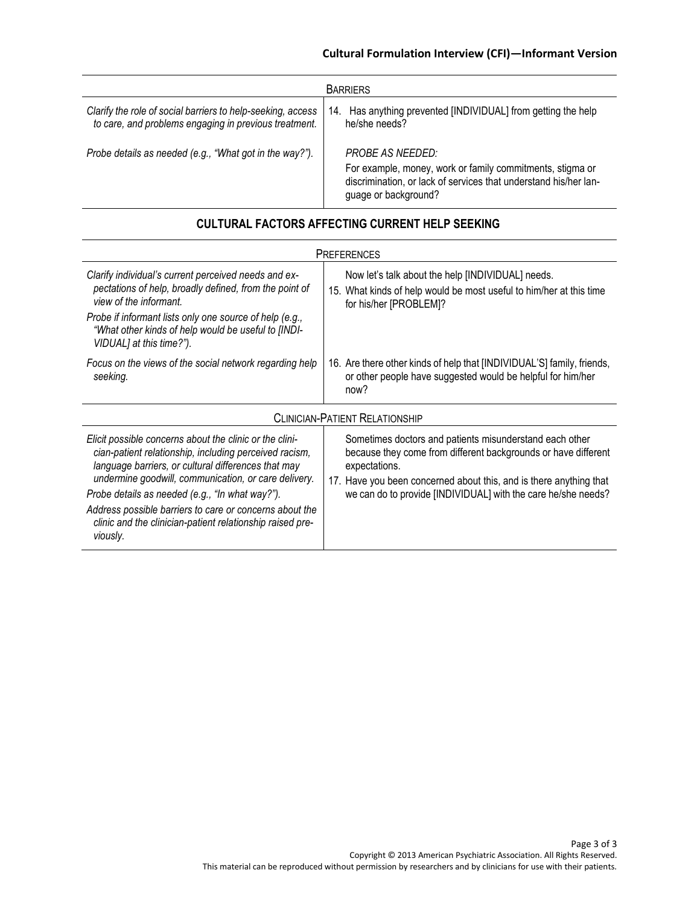| Barriers | |
|---|---|
| *Clarify the role of social barriers to help-seeking, access to care, and problems engaging in previous treatment.* | 14. Has anything prevented [INDIVIDUAL] from getting the help he/she needs? |
| *Probe details as needed (e.g., "What got in the way?").* | *PROBE AS NEEDED:* For example, money, work or family commitments, stigma or discrimination, or lack of services that understand his/her language or background? |

## CULTURAL FACTORS AFFECTING CURRENT HELP SEEKING

| Preferences | |
|---|---|
| *Clarify individual's current perceived needs and expectations of help, broadly defined, from the point of view of the informant.* *Probe if informant lists only one source of help (e.g., "What other kinds of help would be useful to [INDIVIDUAL] at this time?").* | Now let's talk about the help [INDIVIDUAL] needs. 15. What kinds of help would be most useful to him/her at this time for his/her [PROBLEM]? |
| *Focus on the views of the social network regarding help seeking.* | 16. Are there other kinds of help that [INDIVIDUAL'S] family, friends, or other people have suggested would be helpful for him/her now? |

| Clinician-Patient Relationship | |
|---|---|
| *Elicit possible concerns about the clinic or the clinician-patient relationship, including perceived racism, language barriers, or cultural differences that may undermine goodwill, communication, or care delivery.* *Probe details as needed (e.g., "In what way?").* *Address possible barriers to care or concerns about the clinic and the clinician-patient relationship raised previously.* | Sometimes doctors and patients misunderstand each other because they come from different backgrounds or have different expectations. 17. Have you been concerned about this, and is there anything that we can do to provide [INDIVIDUAL] with the care he/she needs? |

Copyright © 2013 American Psychiatric Association. All Rights Reserved.
This material can be reproduced without permission by researchers and by clinicians for use with their patients.